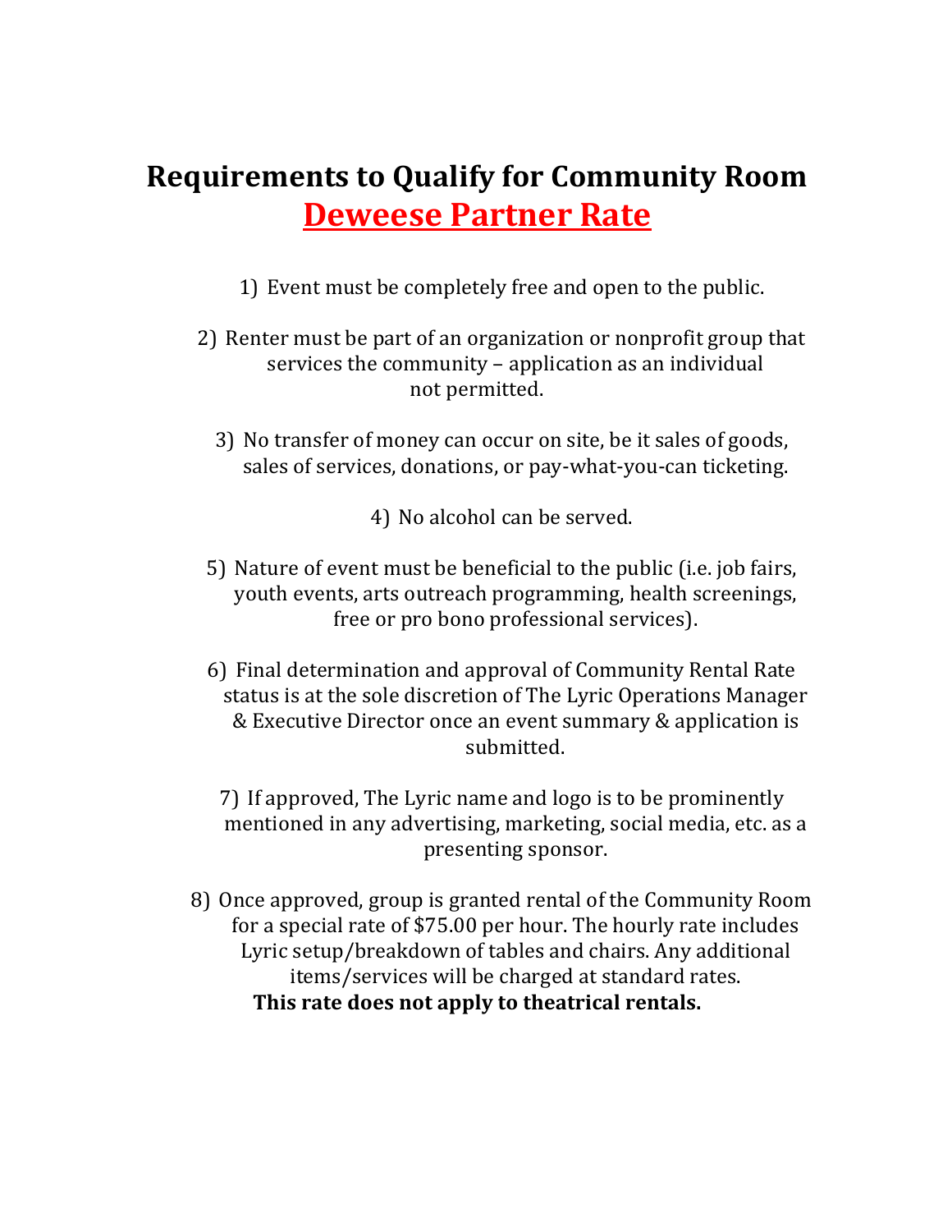# Requirements to Qualify for Community Room
## Deweese Partner Rate

1) Event must be completely free and open to the public.

2) Renter must be part of an organization or nonprofit group that services the community – application as an individual not permitted.

3) No transfer of money can occur on site, be it sales of goods, sales of services, donations, or pay-what-you-can ticketing.

4) No alcohol can be served.

5) Nature of event must be beneficial to the public (i.e. job fairs, youth events, arts outreach programming, health screenings, free or pro bono professional services).

6) Final determination and approval of Community Rental Rate status is at the sole discretion of The Lyric Operations Manager & Executive Director once an event summary & application is submitted.

7) If approved, The Lyric name and logo is to be prominently mentioned in any advertising, marketing, social media, etc. as a presenting sponsor.

8) Once approved, group is granted rental of the Community Room for a special rate of $75.00 per hour. The hourly rate includes Lyric setup/breakdown of tables and chairs. Any additional items/services will be charged at standard rates.
**This rate does not apply to theatrical rentals.**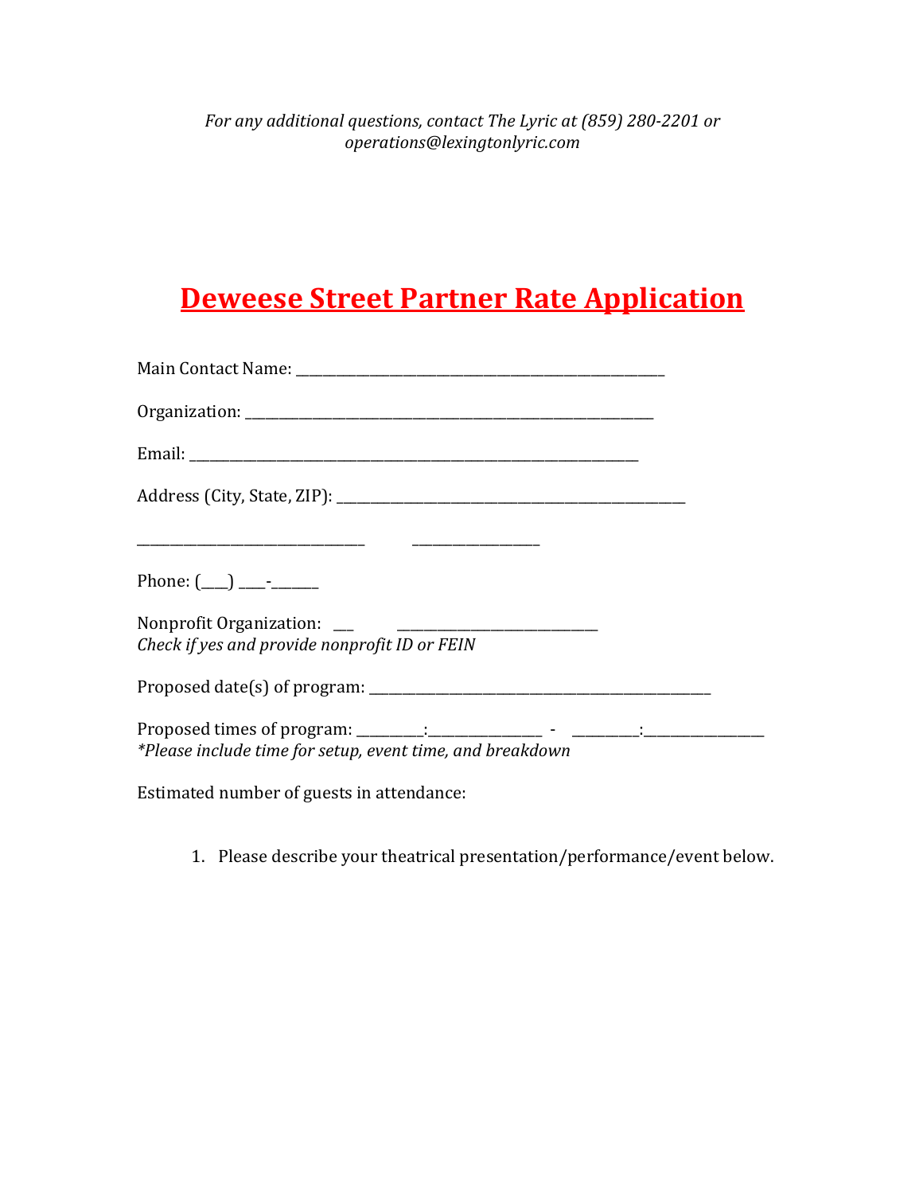*For any additional questions, contact The Lyric at (859) 280-2201 or operations@lexingtonlyric.com*

# Deweese Street Partner Rate Application

Main Contact Name: ______________________________________________

Organization: ______________________________________________________

Email: _______________________________________________________________

Address (City, State, ZIP): ______________________________________________

______________________________ ________________

Phone: (\_\_\_\_) \_\_\_\_-\_\_\_\_\_\_\_

Nonprofit Organization: ___ ___________________________
*Check if yes and provide nonprofit ID or FEIN*

Proposed date(s) of program: ______________________________________________

Proposed times of program: _________:_______________ - _________:________________
*\*Please include time for setup, event time, and breakdown*

Estimated number of guests in attendance:

1. Please describe your theatrical presentation/performance/event below.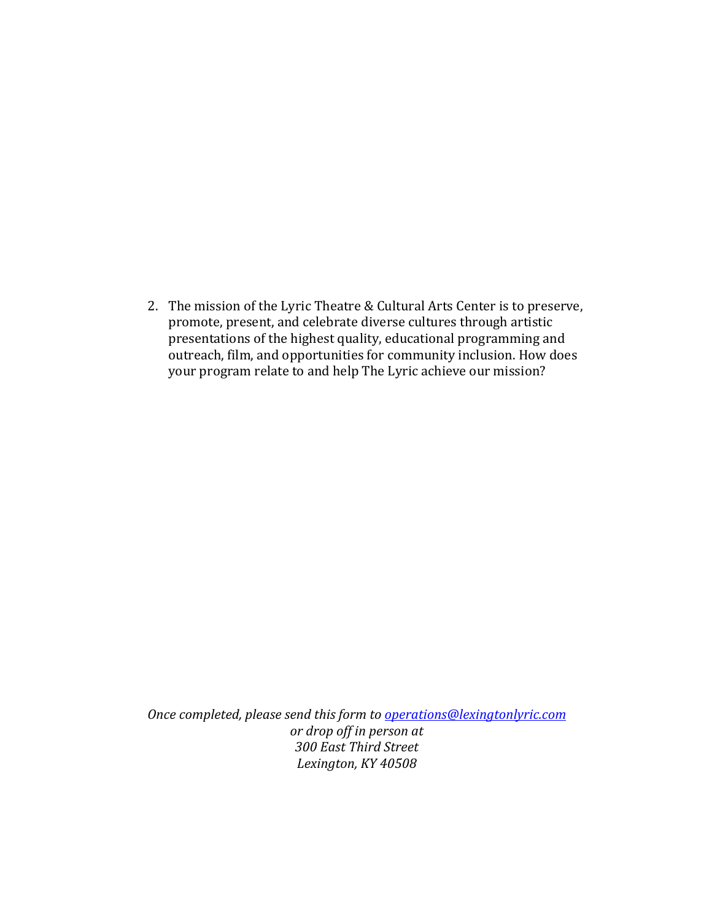2. The mission of the Lyric Theatre & Cultural Arts Center is to preserve, promote, present, and celebrate diverse cultures through artistic presentations of the highest quality, educational programming and outreach, film, and opportunities for community inclusion. How does your program relate to and help The Lyric achieve our mission?

*Once completed, please send this form to [operations@lexingtonlyric.com](mailto:operations@lexingtonlyric.com)*
*or drop off in person at*
*300 East Third Street*
*Lexington, KY 40508*